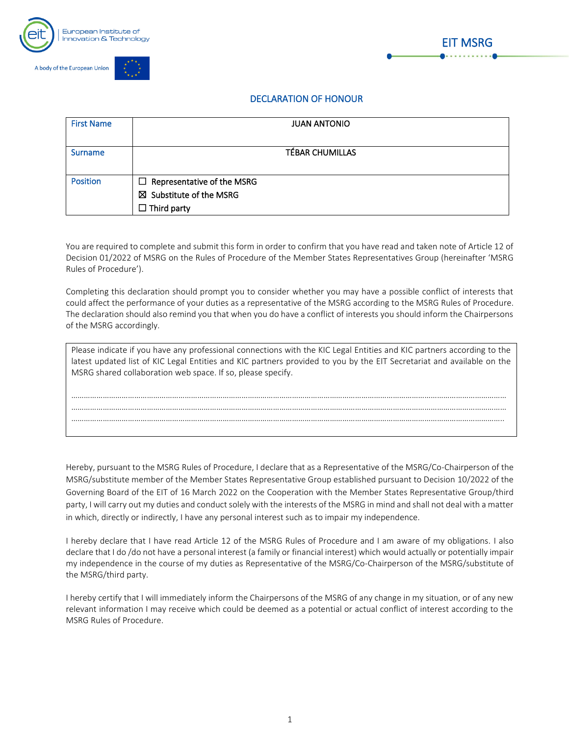European Institute of Innovation & Technology

A body of the European Union

EIT MSRG

## DECLARATION OF HONOUR

| First Name | JUAN ANTONIO |
|---|---|
| Surname | TÉBAR CHUMILLAS |
| Position | ☐ Representative of the MSRG<br>☒ Substitute of the MSRG<br>☐ Third party |

You are required to complete and submit this form in order to confirm that you have read and taken note of Article 12 of Decision 01/2022 of MSRG on the Rules of Procedure of the Member States Representatives Group (hereinafter 'MSRG Rules of Procedure').

Completing this declaration should prompt you to consider whether you may have a possible conflict of interests that could affect the performance of your duties as a representative of the MSRG according to the MSRG Rules of Procedure. The declaration should also remind you that when you do have a conflict of interests you should inform the Chairpersons of the MSRG accordingly.

| Please indicate if you have any professional connections with the KIC Legal Entities and KIC partners according to the latest updated list of KIC Legal Entities and KIC partners provided to you by the EIT Secretariat and available on the MSRG shared collaboration web space. If so, please specify.<br><br>……………………………………………………………………………………………………………………………………………………<br>……………………………………………………………………………………………………………………………………………………<br>…………………………………………………………………………………………………………………………………………………… |
|---|

Hereby, pursuant to the MSRG Rules of Procedure, I declare that as a Representative of the MSRG/Co-Chairperson of the MSRG/substitute member of the Member States Representative Group established pursuant to Decision 10/2022 of the Governing Board of the EIT of 16 March 2022 on the Cooperation with the Member States Representative Group/third party, I will carry out my duties and conduct solely with the interests of the MSRG in mind and shall not deal with a matter in which, directly or indirectly, I have any personal interest such as to impair my independence.

I hereby declare that I have read Article 12 of the MSRG Rules of Procedure and I am aware of my obligations. I also declare that I do /do not have a personal interest (a family or financial interest) which would actually or potentially impair my independence in the course of my duties as Representative of the MSRG/Co-Chairperson of the MSRG/substitute of the MSRG/third party.

I hereby certify that I will immediately inform the Chairpersons of the MSRG of any change in my situation, or of any new relevant information I may receive which could be deemed as a potential or actual conflict of interest according to the MSRG Rules of Procedure.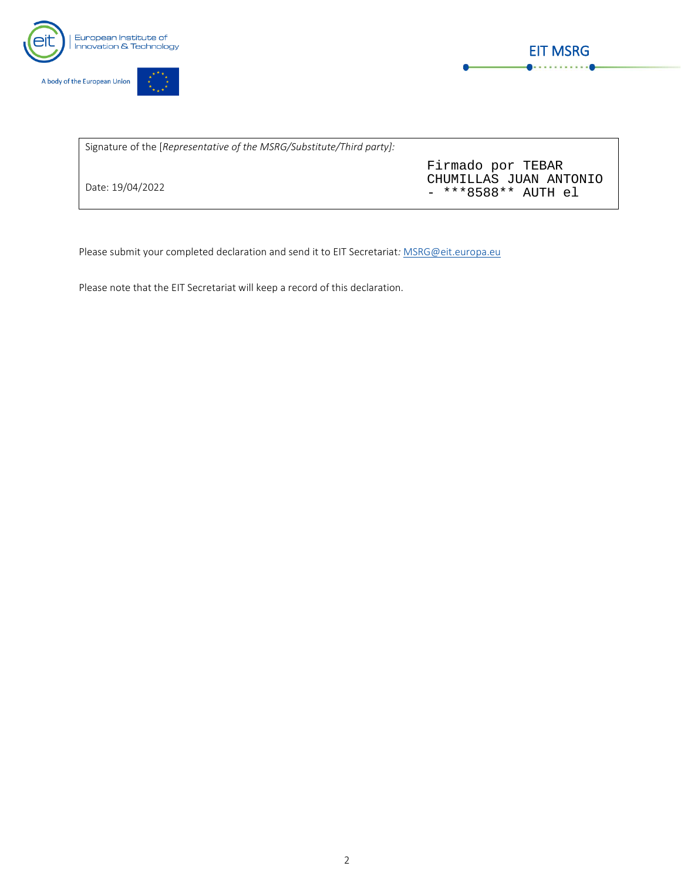| Signature of the [*Representative of the MSRG/Substitute/Third party]:* | |
|---|---|
| Date: 19/04/2022 | Firmado por TEBAR CHUMILLAS JUAN ANTONIO - ***8588** AUTH el |

Please submit your completed declaration and send it to EIT Secretariat*:* MSRG@eit.europa.eu

Please note that the EIT Secretariat will keep a record of this declaration.